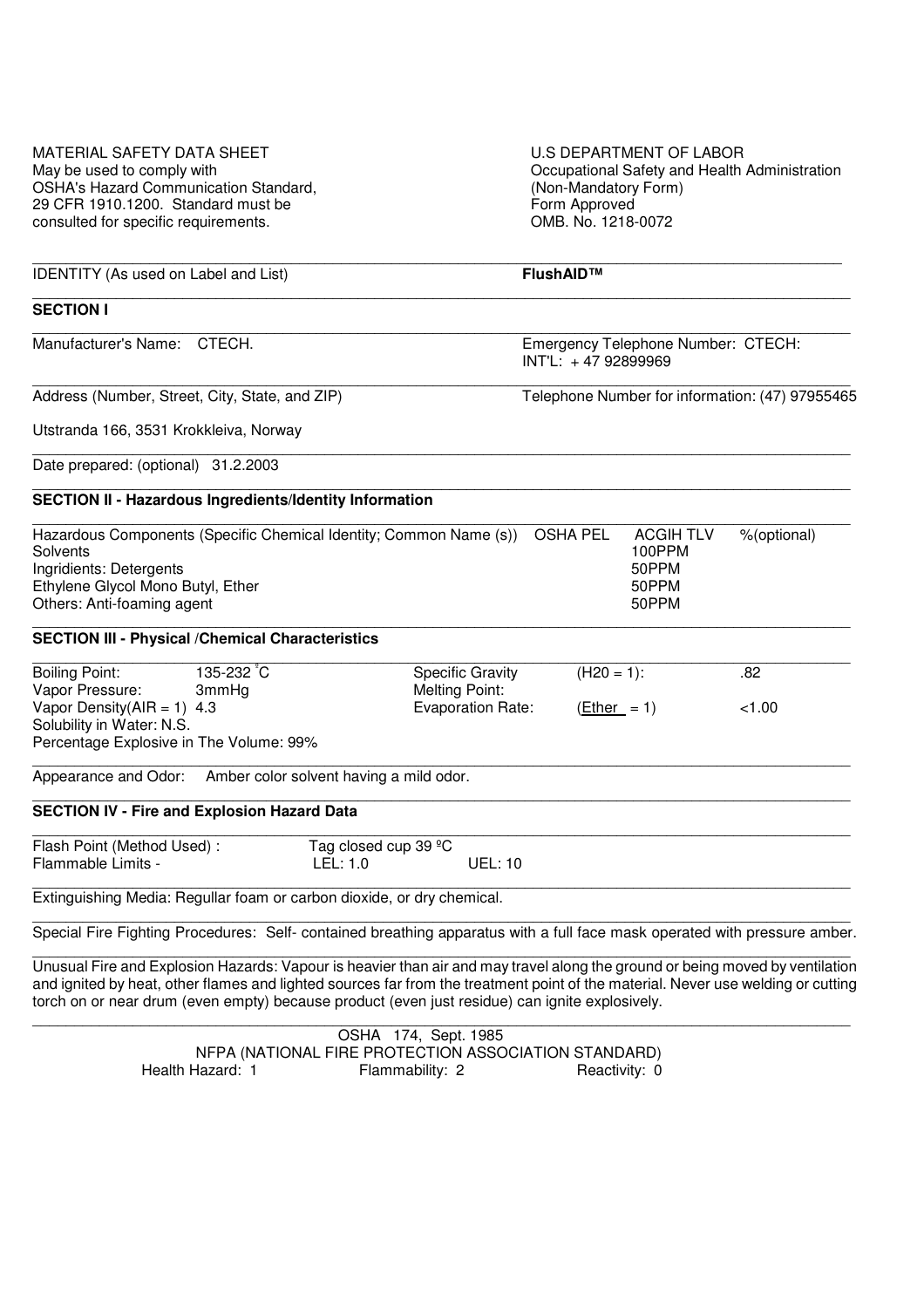MATERIAL SAFETY DATA SHEET
May be used to comply with
OSHA's Hazard Communication Standard,
29 CFR 1910.1200. Standard must be
consulted for specific requirements.

U.S DEPARTMENT OF LABOR
Occupational Safety and Health Administration
(Non-Mandatory Form)
Form Approved
OMB. No. 1218-0072

IDENTITY (As used on Label and List) **FlushAID™**

## SECTION I

Manufacturer's Name: CTECH.

Emergency Telephone Number: CTECH:
INT'L: + 47 92899969

Address (Number, Street, City, State, and ZIP)

Telephone Number for information: (47) 97955465

Utstranda 166, 3531 Krokkleiva, Norway

Date prepared: (optional) 31.2.2003

## SECTION II - Hazardous Ingredients/Identity Information

| Hazardous Components (Specific Chemical Identity; Common Name (s)) | OSHA PEL | ACGIH TLV | %(optional) |
|---|---|---|---|
| Solvents | | 100PPM | |
| Ingridients: Detergents | | 50PPM | |
| Ethylene Glycol Mono Butyl, Ether | | 50PPM | |
| Others: Anti-foaming agent | | 50PPM | |

## SECTION III - Physical /Chemical Characteristics

| | | | | |
|---|---|---|---|---|
| Boiling Point: | 135-232 °C | Specific Gravity | (H20 = 1): | .82 |
| Vapor Pressure: | 3mmHg | Melting Point: | | |
| Vapor Density(AIR = 1) | 4.3 | Evaporation Rate: | (Ether = 1) | <1.00 |

Solubility in Water: N.S.
Percentage Explosive in The Volume: 99%

Appearance and Odor: Amber color solvent having a mild odor.

## SECTION IV - Fire and Explosion Hazard Data

Flash Point (Method Used) : Tag closed cup 39 ºC
Flammable Limits - LEL: 1.0 UEL: 10

Extinguishing Media: Regullar foam or carbon dioxide, or dry chemical.

Special Fire Fighting Procedures: Self- contained breathing apparatus with a full face mask operated with pressure amber.

Unusual Fire and Explosion Hazards: Vapour is heavier than air and may travel along the ground or being moved by ventilation and ignited by heat, other flames and lighted sources far from the treatment point of the material. Never use welding or cutting torch on or near drum (even empty) because product (even just residue) can ignite explosively.

OSHA 174, Sept. 1985
NFPA (NATIONAL FIRE PROTECTION ASSOCIATION STANDARD)
Health Hazard: 1 Flammability: 2 Reactivity: 0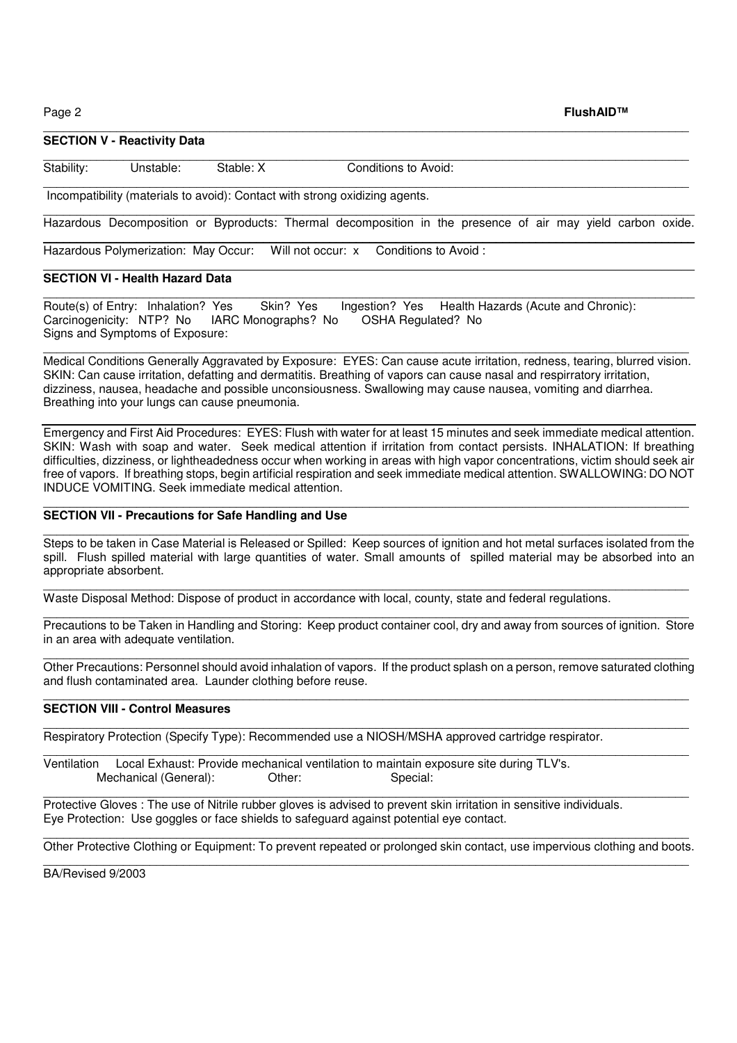## SECTION V - Reactivity Data

Stability: Unstable: Stable: X Conditions to Avoid:

Incompatibility (materials to avoid): Contact with strong oxidizing agents.

Hazardous Decomposition or Byproducts: Thermal decomposition in the presence of air may yield carbon oxide.

Hazardous Polymerization: May Occur: Will not occur: x Conditions to Avoid :

## SECTION VI - Health Hazard Data

Route(s) of Entry: Inhalation? Yes Skin? Yes Ingestion? Yes Health Hazards (Acute and Chronic):
Carcinogenicity: NTP? No IARC Monographs? No OSHA Regulated? No
Signs and Symptoms of Exposure:

Medical Conditions Generally Aggravated by Exposure: EYES: Can cause acute irritation, redness, tearing, blurred vision. SKIN: Can cause irritation, defatting and dermatitis. Breathing of vapors can cause nasal and respirratory irritation, dizziness, nausea, headache and possible unconsiousness. Swallowing may cause nausea, vomiting and diarrhea. Breathing into your lungs can cause pneumonia.

Emergency and First Aid Procedures: EYES: Flush with water for at least 15 minutes and seek immediate medical attention. SKIN: Wash with soap and water. Seek medical attention if irritation from contact persists. INHALATION: If breathing difficulties, dizziness, or lightheadedness occur when working in areas with high vapor concentrations, victim should seek air free of vapors. If breathing stops, begin artificial respiration and seek immediate medical attention. SWALLOWING: DO NOT INDUCE VOMITING. Seek immediate medical attention.

## SECTION VII - Precautions for Safe Handling and Use

Steps to be taken in Case Material is Released or Spilled: Keep sources of ignition and hot metal surfaces isolated from the spill. Flush spilled material with large quantities of water. Small amounts of spilled material may be absorbed into an appropriate absorbent.

Waste Disposal Method: Dispose of product in accordance with local, county, state and federal regulations.

Precautions to be Taken in Handling and Storing: Keep product container cool, dry and away from sources of ignition. Store in an area with adequate ventilation.

Other Precautions: Personnel should avoid inhalation of vapors. If the product splash on a person, remove saturated clothing and flush contaminated area. Launder clothing before reuse.

## SECTION VIII - Control Measures

Respiratory Protection (Specify Type): Recommended use a NIOSH/MSHA approved cartridge respirator.

Ventilation Local Exhaust: Provide mechanical ventilation to maintain exposure site during TLV's.
Mechanical (General): Other: Special:

Protective Gloves : The use of Nitrile rubber gloves is advised to prevent skin irritation in sensitive individuals.
Eye Protection: Use goggles or face shields to safeguard against potential eye contact.

Other Protective Clothing or Equipment: To prevent repeated or prolonged skin contact, use impervious clothing and boots.

BA/Revised 9/2003